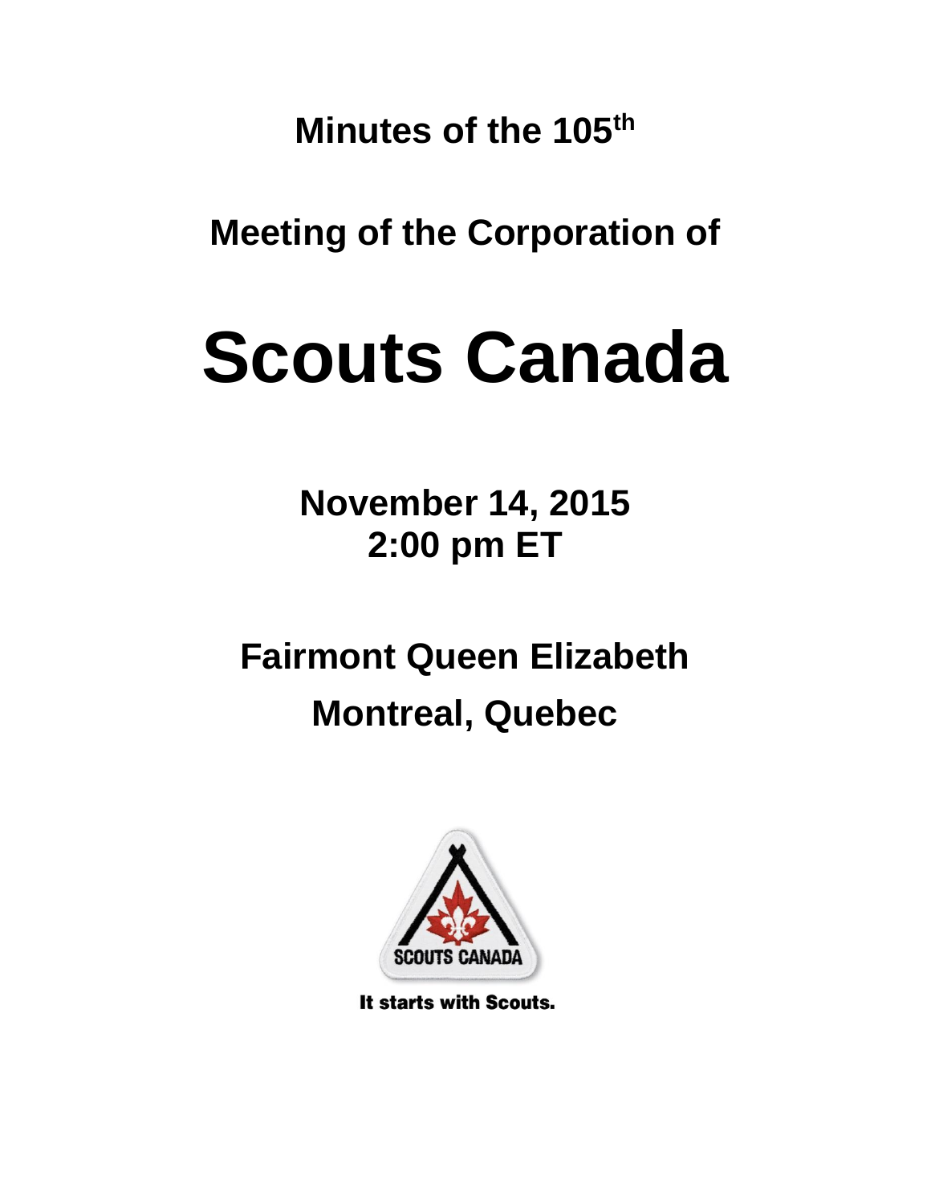**Minutes of the 105th**

**Meeting of the Corporation of**

# Scouts Canada

**November 14, 2015**
**2:00 pm ET**

**Fairmont Queen Elizabeth**
**Montreal, Quebec**

SCOUTS CANADA

It starts with Scouts.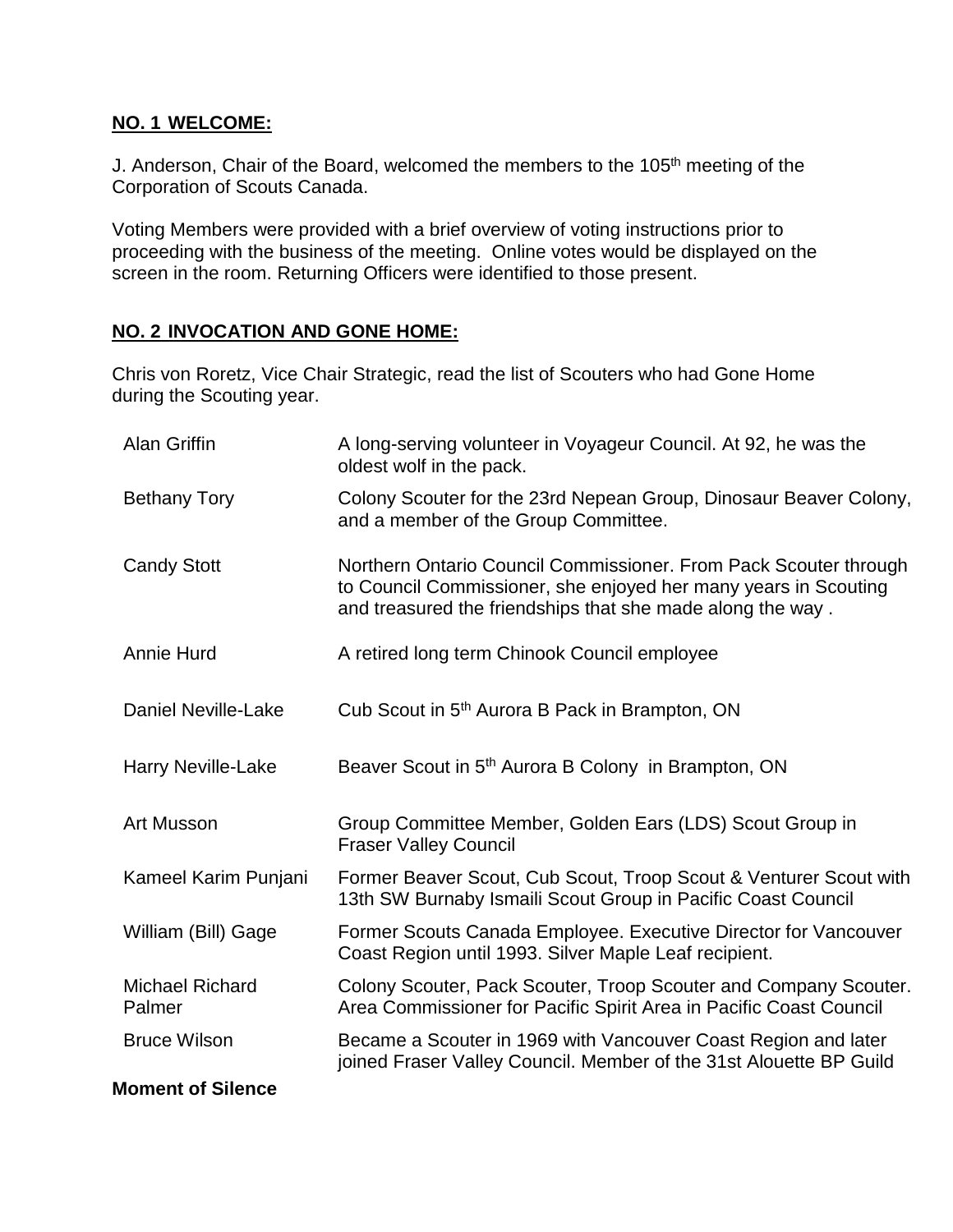**NO. 1 WELCOME:**

J. Anderson, Chair of the Board, welcomed the members to the 105th meeting of the Corporation of Scouts Canada.

Voting Members were provided with a brief overview of voting instructions prior to proceeding with the business of the meeting. Online votes would be displayed on the screen in the room. Returning Officers were identified to those present.

**NO. 2 INVOCATION AND GONE HOME:**

Chris von Roretz, Vice Chair Strategic, read the list of Scouters who had Gone Home during the Scouting year.

| | |
|---|---|
| Alan Griffin | A long-serving volunteer in Voyageur Council. At 92, he was the oldest wolf in the pack. |
| Bethany Tory | Colony Scouter for the 23rd Nepean Group, Dinosaur Beaver Colony, and a member of the Group Committee. |
| Candy Stott | Northern Ontario Council Commissioner. From Pack Scouter through to Council Commissioner, she enjoyed her many years in Scouting and treasured the friendships that she made along the way . |
| Annie Hurd | A retired long term Chinook Council employee |
| Daniel Neville-Lake | Cub Scout in 5th Aurora B Pack in Brampton, ON |
| Harry Neville-Lake | Beaver Scout in 5th Aurora B Colony in Brampton, ON |
| Art Musson | Group Committee Member, Golden Ears (LDS) Scout Group in Fraser Valley Council |
| Kameel Karim Punjani | Former Beaver Scout, Cub Scout, Troop Scout & Venturer Scout with 13th SW Burnaby Ismaili Scout Group in Pacific Coast Council |
| William (Bill) Gage | Former Scouts Canada Employee. Executive Director for Vancouver Coast Region until 1993. Silver Maple Leaf recipient. |
| Michael Richard Palmer | Colony Scouter, Pack Scouter, Troop Scouter and Company Scouter. Area Commissioner for Pacific Spirit Area in Pacific Coast Council |
| Bruce Wilson | Became a Scouter in 1969 with Vancouver Coast Region and later joined Fraser Valley Council. Member of the 31st Alouette BP Guild |

**Moment of Silence**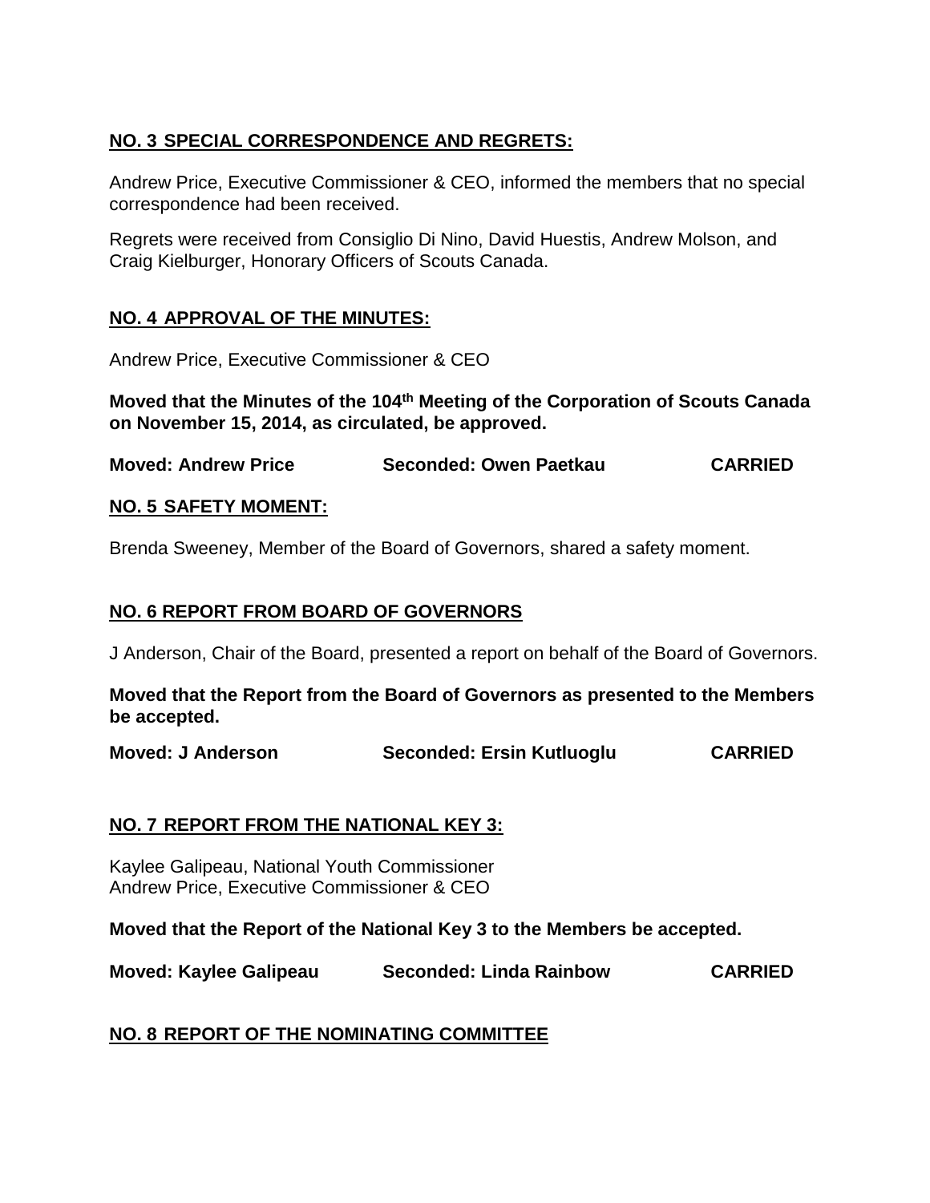## **NO. 3 SPECIAL CORRESPONDENCE AND REGRETS:**

Andrew Price, Executive Commissioner & CEO, informed the members that no special correspondence had been received.

Regrets were received from Consiglio Di Nino, David Huestis, Andrew Molson, and Craig Kielburger, Honorary Officers of Scouts Canada.

## **NO. 4 APPROVAL OF THE MINUTES:**

Andrew Price, Executive Commissioner & CEO

**Moved that the Minutes of the 104th Meeting of the Corporation of Scouts Canada on November 15, 2014, as circulated, be approved.**

**Moved: Andrew Price    Seconded: Owen Paetkau    CARRIED**

## **NO. 5 SAFETY MOMENT:**

Brenda Sweeney, Member of the Board of Governors, shared a safety moment.

## **NO. 6 REPORT FROM BOARD OF GOVERNORS**

J Anderson, Chair of the Board, presented a report on behalf of the Board of Governors.

**Moved that the Report from the Board of Governors as presented to the Members be accepted.**

**Moved: J Anderson    Seconded: Ersin Kutluoglu    CARRIED**

## **NO. 7 REPORT FROM THE NATIONAL KEY 3:**

Kaylee Galipeau, National Youth Commissioner
Andrew Price, Executive Commissioner & CEO

**Moved that the Report of the National Key 3 to the Members be accepted.**

**Moved: Kaylee Galipeau    Seconded: Linda Rainbow    CARRIED**

## **NO. 8 REPORT OF THE NOMINATING COMMITTEE**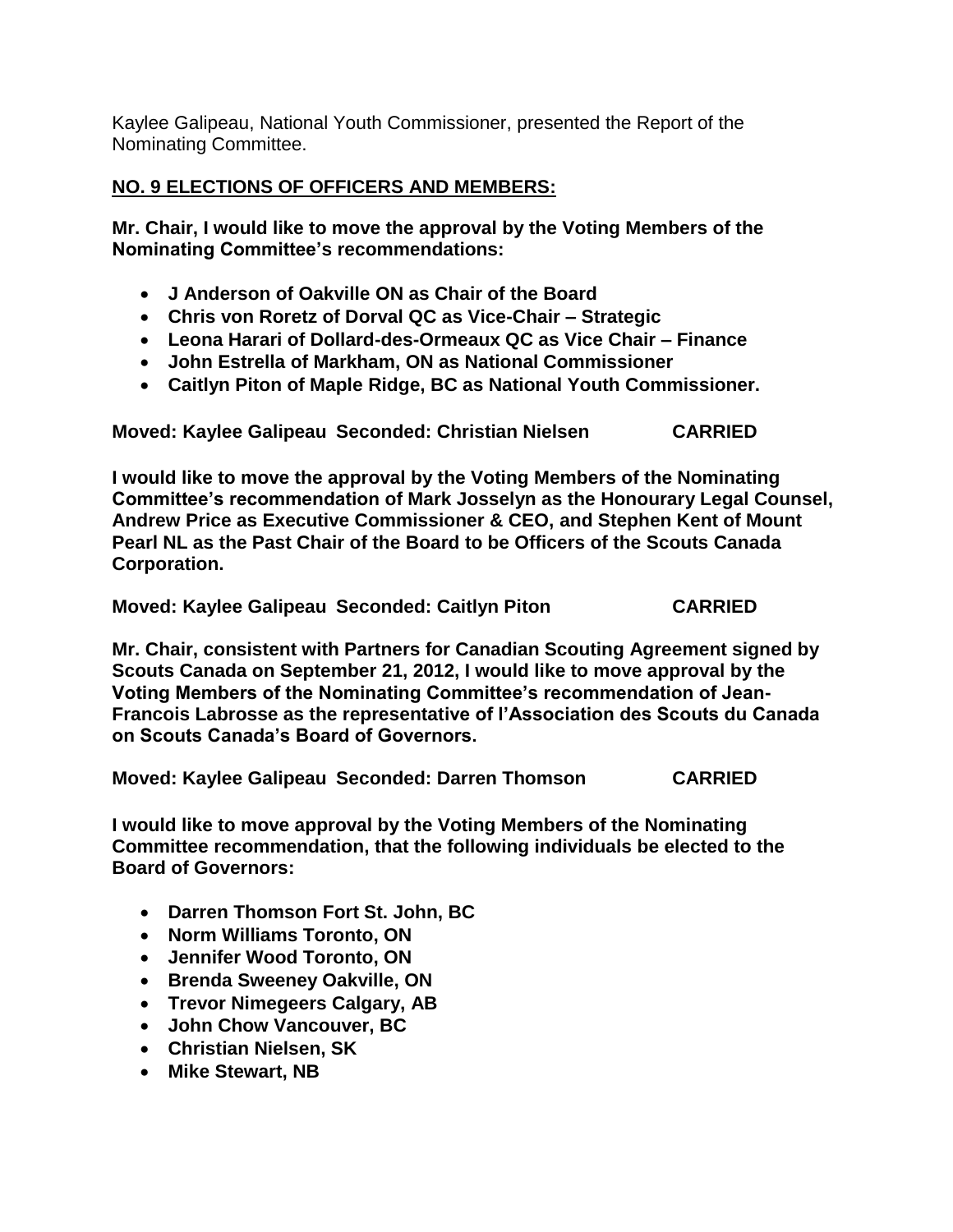Kaylee Galipeau, National Youth Commissioner, presented the Report of the Nominating Committee.

**NO. 9 ELECTIONS OF OFFICERS AND MEMBERS:**

**Mr. Chair, I would like to move the approval by the Voting Members of the Nominating Committee's recommendations:**

- **J Anderson of Oakville ON as Chair of the Board**
- **Chris von Roretz of Dorval QC as Vice-Chair – Strategic**
- **Leona Harari of Dollard-des-Ormeaux QC as Vice Chair – Finance**
- **John Estrella of Markham, ON as National Commissioner**
- **Caitlyn Piton of Maple Ridge, BC as National Youth Commissioner.**

**Moved: Kaylee Galipeau Seconded: Christian Nielsen CARRIED**

**I would like to move the approval by the Voting Members of the Nominating Committee's recommendation of Mark Josselyn as the Honourary Legal Counsel, Andrew Price as Executive Commissioner & CEO, and Stephen Kent of Mount Pearl NL as the Past Chair of the Board to be Officers of the Scouts Canada Corporation.**

**Moved: Kaylee Galipeau Seconded: Caitlyn Piton CARRIED**

**Mr. Chair, consistent with Partners for Canadian Scouting Agreement signed by Scouts Canada on September 21, 2012, I would like to move approval by the Voting Members of the Nominating Committee's recommendation of Jean-Francois Labrosse as the representative of l'Association des Scouts du Canada on Scouts Canada's Board of Governors.**

**Moved: Kaylee Galipeau Seconded: Darren Thomson CARRIED**

**I would like to move approval by the Voting Members of the Nominating Committee recommendation, that the following individuals be elected to the Board of Governors:**

- **Darren Thomson Fort St. John, BC**
- **Norm Williams Toronto, ON**
- **Jennifer Wood Toronto, ON**
- **Brenda Sweeney Oakville, ON**
- **Trevor Nimegeers Calgary, AB**
- **John Chow Vancouver, BC**
- **Christian Nielsen, SK**
- **Mike Stewart, NB**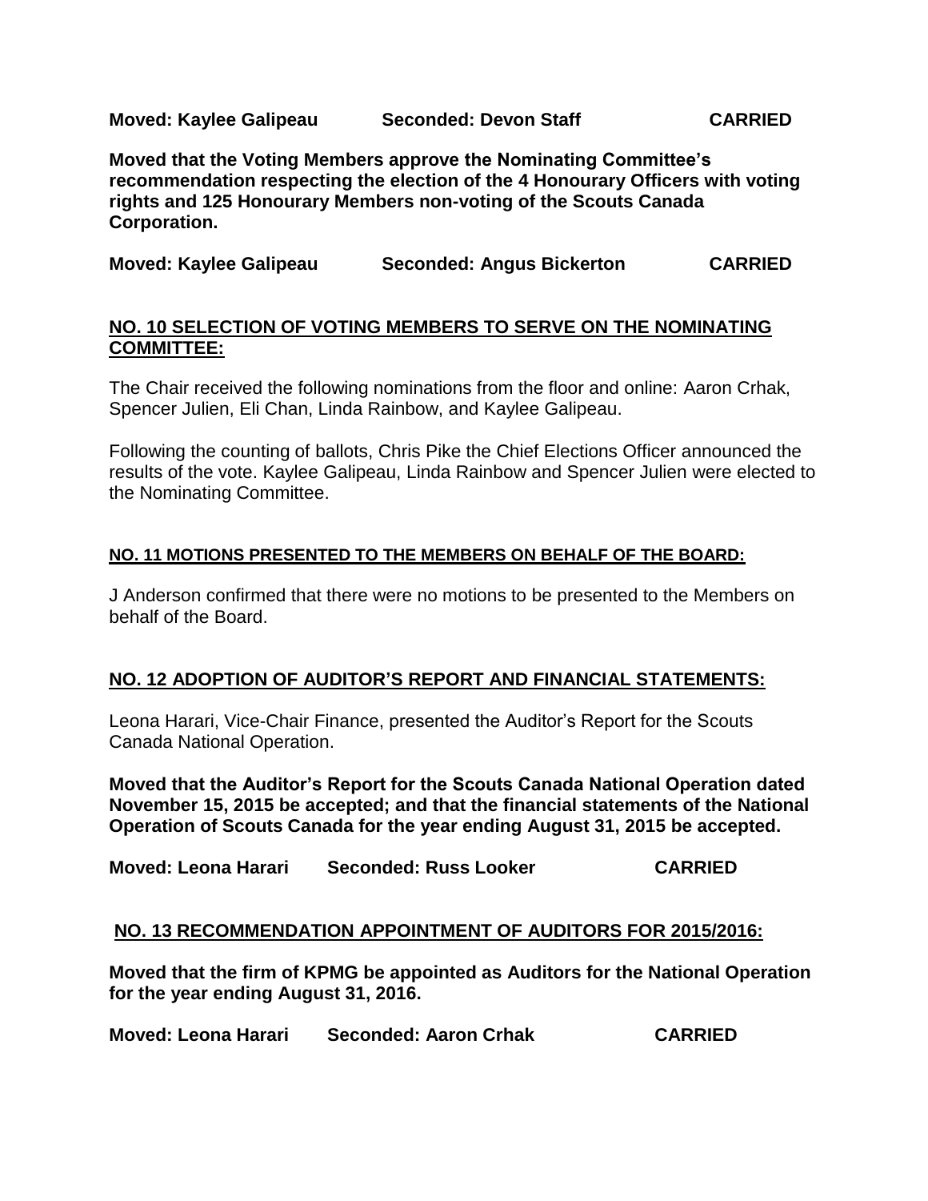**Moved: Kaylee Galipeau Seconded: Devon Staff CARRIED**

**Moved that the Voting Members approve the Nominating Committee's recommendation respecting the election of the 4 Honourary Officers with voting rights and 125 Honourary Members non-voting of the Scouts Canada Corporation.**

**Moved: Kaylee Galipeau Seconded: Angus Bickerton CARRIED**

## NO. 10 SELECTION OF VOTING MEMBERS TO SERVE ON THE NOMINATING COMMITTEE:

The Chair received the following nominations from the floor and online: Aaron Crhak, Spencer Julien, Eli Chan, Linda Rainbow, and Kaylee Galipeau.

Following the counting of ballots, Chris Pike the Chief Elections Officer announced the results of the vote. Kaylee Galipeau, Linda Rainbow and Spencer Julien were elected to the Nominating Committee.

## NO. 11 MOTIONS PRESENTED TO THE MEMBERS ON BEHALF OF THE BOARD:

J Anderson confirmed that there were no motions to be presented to the Members on behalf of the Board.

## NO. 12 ADOPTION OF AUDITOR'S REPORT AND FINANCIAL STATEMENTS:

Leona Harari, Vice-Chair Finance, presented the Auditor's Report for the Scouts Canada National Operation.

**Moved that the Auditor's Report for the Scouts Canada National Operation dated November 15, 2015 be accepted; and that the financial statements of the National Operation of Scouts Canada for the year ending August 31, 2015 be accepted.**

**Moved: Leona Harari Seconded: Russ Looker CARRIED**

## NO. 13 RECOMMENDATION APPOINTMENT OF AUDITORS FOR 2015/2016:

**Moved that the firm of KPMG be appointed as Auditors for the National Operation for the year ending August 31, 2016.**

**Moved: Leona Harari Seconded: Aaron Crhak CARRIED**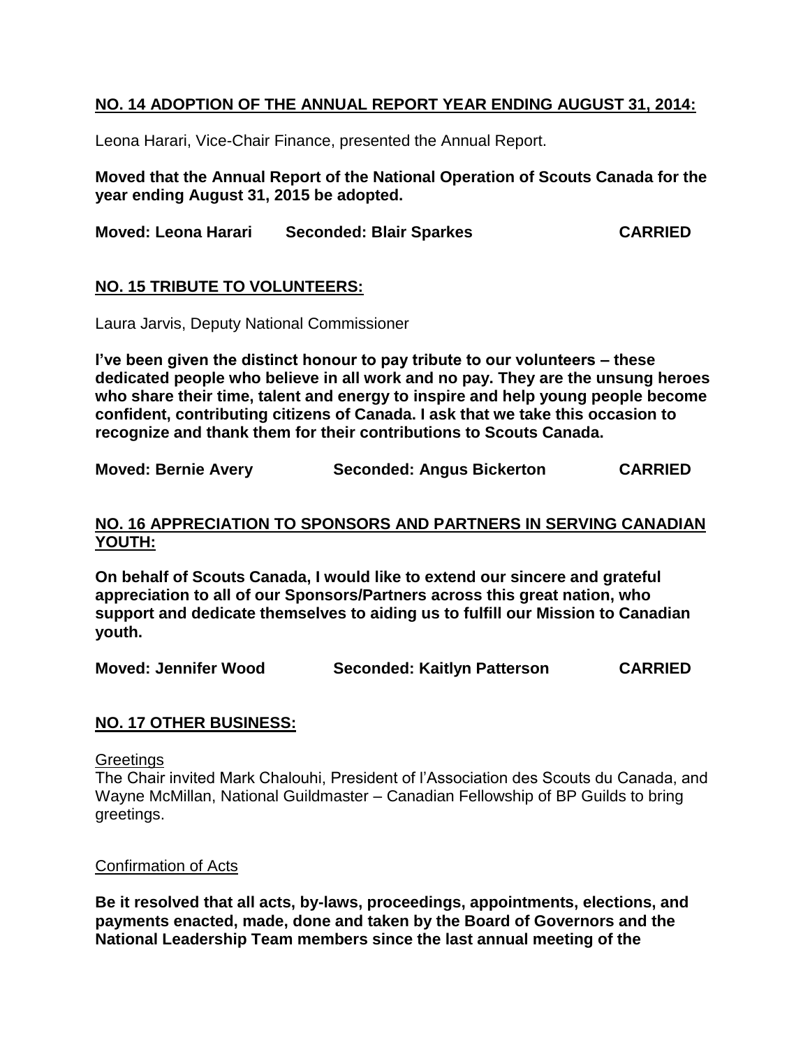## <u>NO. 14 ADOPTION OF THE ANNUAL REPORT YEAR ENDING AUGUST 31, 2014:</u>

Leona Harari, Vice-Chair Finance, presented the Annual Report.

**Moved that the Annual Report of the National Operation of Scouts Canada for the year ending August 31, 2015 be adopted.**

**Moved: Leona Harari Seconded: Blair Sparkes CARRIED**

## <u>NO. 15 TRIBUTE TO VOLUNTEERS:</u>

Laura Jarvis, Deputy National Commissioner

**I've been given the distinct honour to pay tribute to our volunteers – these dedicated people who believe in all work and no pay. They are the unsung heroes who share their time, talent and energy to inspire and help young people become confident, contributing citizens of Canada. I ask that we take this occasion to recognize and thank them for their contributions to Scouts Canada.**

**Moved: Bernie Avery Seconded: Angus Bickerton CARRIED**

## <u>NO. 16 APPRECIATION TO SPONSORS AND PARTNERS IN SERVING CANADIAN YOUTH:</u>

**On behalf of Scouts Canada, I would like to extend our sincere and grateful appreciation to all of our Sponsors/Partners across this great nation, who support and dedicate themselves to aiding us to fulfill our Mission to Canadian youth.**

**Moved: Jennifer Wood Seconded: Kaitlyn Patterson CARRIED**

## <u>NO. 17 OTHER BUSINESS:</u>

<u>Greetings</u>

The Chair invited Mark Chalouhi, President of l'Association des Scouts du Canada, and Wayne McMillan, National Guildmaster – Canadian Fellowship of BP Guilds to bring greetings.

<u>Confirmation of Acts</u>

**Be it resolved that all acts, by-laws, proceedings, appointments, elections, and payments enacted, made, done and taken by the Board of Governors and the National Leadership Team members since the last annual meeting of the**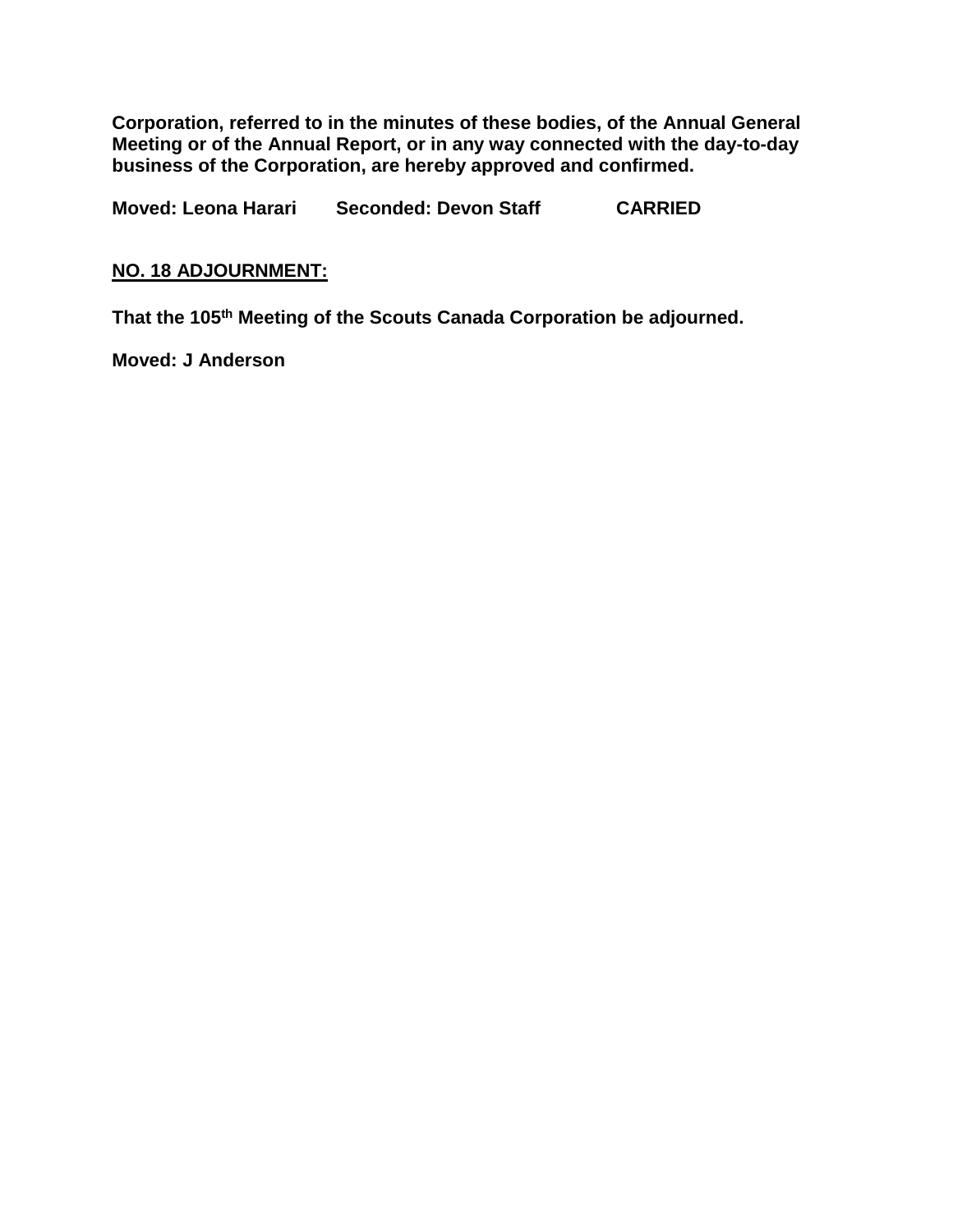**Corporation, referred to in the minutes of these bodies, of the Annual General Meeting or of the Annual Report, or in any way connected with the day-to-day business of the Corporation, are hereby approved and confirmed.**

**Moved: Leona Harari Seconded: Devon Staff CARRIED**

**NO. 18 ADJOURNMENT:**

**That the 105th Meeting of the Scouts Canada Corporation be adjourned.**

**Moved: J Anderson**